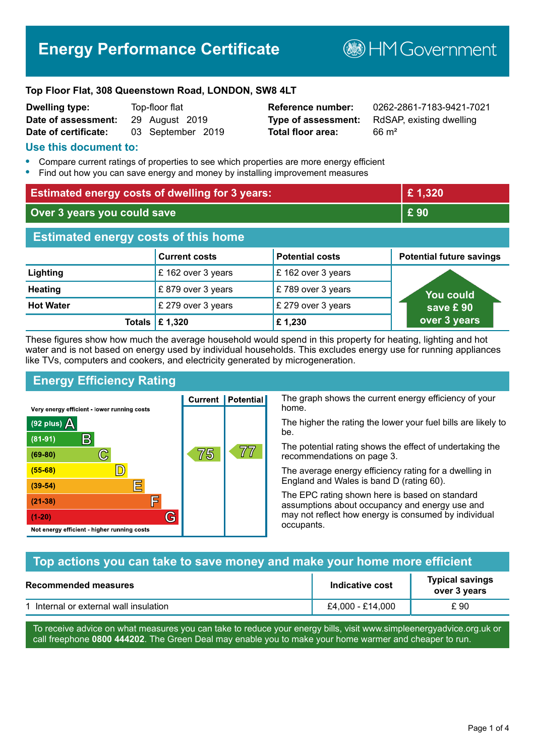# Energy Performance Certificate

HM Government

**Top Floor Flat, 308 Queenstown Road, LONDON, SW8 4LT**

| | | | |
|---|---|---|---|
| **Dwelling type:** | Top-floor flat | **Reference number:** | 0262-2861-7183-9421-7021 |
| **Date of assessment:** | 29 August 2019 | **Type of assessment:** | RdSAP, existing dwelling |
| **Date of certificate:** | 03 September 2019 | **Total floor area:** | 66 m² |

## Use this document to:

- Compare current ratings of properties to see which properties are more energy efficient
- Find out how you can save energy and money by installing improvement measures

| | |
|---|---|
| **Estimated energy costs of dwelling for 3 years:** | **£ 1,320** |
| **Over 3 years you could save** | **£ 90** |

## Estimated energy costs of this home

| | Current costs | Potential costs | Potential future savings |
|---|---|---|---|
| **Lighting** | £ 162 over 3 years | £ 162 over 3 years | You could save £ 90 over 3 years |
| **Heating** | £ 879 over 3 years | £ 789 over 3 years | |
| **Hot Water** | £ 279 over 3 years | £ 279 over 3 years | |
| **Totals** | **£ 1,320** | **£ 1,230** | |

These figures show how much the average household would spend in this property for heating, lighting and hot water and is not based on energy used by individual households. This excludes energy use for running appliances like TVs, computers and cookers, and electricity generated by microgeneration.

## Energy Efficiency Rating

| Rating | Current | Potential |
|---|---|---|
| Very energy efficient - lower running costs | | |
| (92 plus) A | | |
| (81-91) B | | |
| (69-80) C | 75 | 77 |
| (55-68) D | | |
| (39-54) E | | |
| (21-38) F | | |
| (1-20) G | | |
| Not energy efficient - higher running costs | | |

The graph shows the current energy efficiency of your home.

The higher the rating the lower your fuel bills are likely to be.

The potential rating shows the effect of undertaking the recommendations on page 3.

The average energy efficiency rating for a dwelling in England and Wales is band D (rating 60).

The EPC rating shown here is based on standard assumptions about occupancy and energy use and may not reflect how energy is consumed by individual occupants.

## Top actions you can take to save money and make your home more efficient

| Recommended measures | Indicative cost | Typical savings over 3 years |
|---|---|---|
| 1 Internal or external wall insulation | £4,000 - £14,000 | £ 90 |

To receive advice on what measures you can take to reduce your energy bills, visit www.simpleenergyadvice.org.uk or call freephone **0800 444202**. The Green Deal may enable you to make your home warmer and cheaper to run.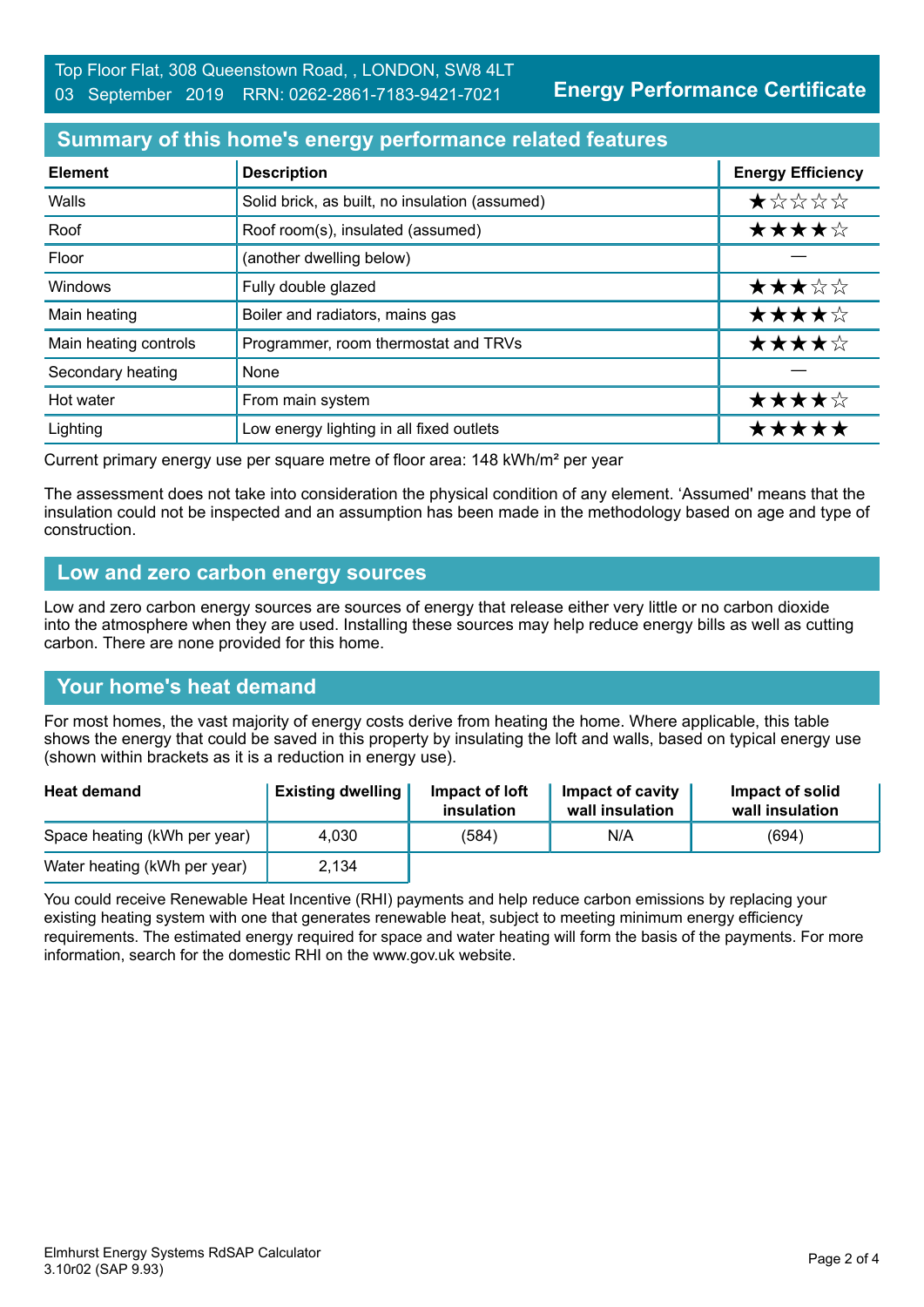Top Floor Flat, 308 Queenstown Road, , LONDON, SW8 4LT
03 September 2019 RRN: 0262-2861-7183-9421-7021

**Energy Performance Certificate**

## Summary of this home's energy performance related features

| Element | Description | Energy Efficiency |
|---|---|---|
| Walls | Solid brick, as built, no insulation (assumed) | ★☆☆☆☆ |
| Roof | Roof room(s), insulated (assumed) | ★★★★☆ |
| Floor | (another dwelling below) | — |
| Windows | Fully double glazed | ★★★☆☆ |
| Main heating | Boiler and radiators, mains gas | ★★★★☆ |
| Main heating controls | Programmer, room thermostat and TRVs | ★★★★☆ |
| Secondary heating | None | — |
| Hot water | From main system | ★★★★☆ |
| Lighting | Low energy lighting in all fixed outlets | ★★★★★ |

Current primary energy use per square metre of floor area: 148 kWh/m² per year

The assessment does not take into consideration the physical condition of any element. 'Assumed' means that the insulation could not be inspected and an assumption has been made in the methodology based on age and type of construction.

## Low and zero carbon energy sources

Low and zero carbon energy sources are sources of energy that release either very little or no carbon dioxide into the atmosphere when they are used. Installing these sources may help reduce energy bills as well as cutting carbon. There are none provided for this home.

## Your home's heat demand

For most homes, the vast majority of energy costs derive from heating the home. Where applicable, this table shows the energy that could be saved in this property by insulating the loft and walls, based on typical energy use (shown within brackets as it is a reduction in energy use).

| Heat demand | Existing dwelling | Impact of loft insulation | Impact of cavity wall insulation | Impact of solid wall insulation |
|---|---|---|---|---|
| Space heating (kWh per year) | 4,030 | (584) | N/A | (694) |
| Water heating (kWh per year) | 2,134 | | | |

You could receive Renewable Heat Incentive (RHI) payments and help reduce carbon emissions by replacing your existing heating system with one that generates renewable heat, subject to meeting minimum energy efficiency requirements. The estimated energy required for space and water heating will form the basis of the payments. For more information, search for the domestic RHI on the www.gov.uk website.

Elmhurst Energy Systems RdSAP Calculator
3.10r02 (SAP 9.93)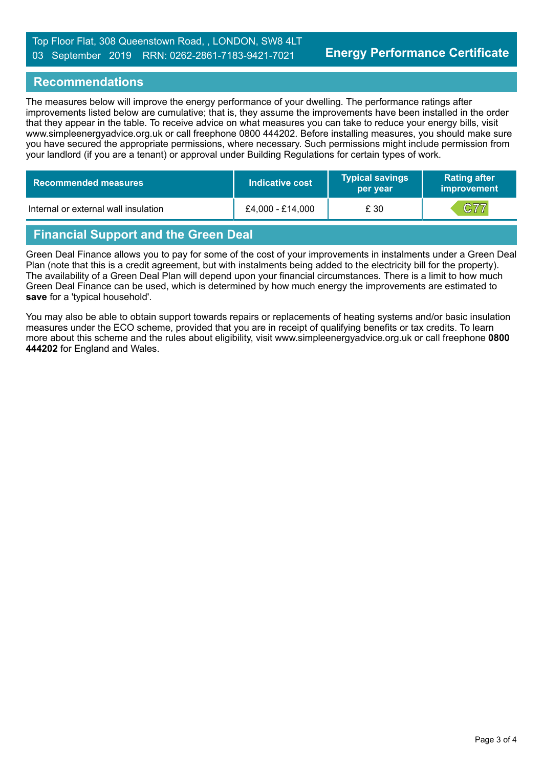## Recommendations

The measures below will improve the energy performance of your dwelling. The performance ratings after improvements listed below are cumulative; that is, they assume the improvements have been installed in the order that they appear in the table. To receive advice on what measures you can take to reduce your energy bills, visit www.simpleenergyadvice.org.uk or call freephone 0800 444202. Before installing measures, you should make sure you have secured the appropriate permissions, where necessary. Such permissions might include permission from your landlord (if you are a tenant) or approval under Building Regulations for certain types of work.

| Recommended measures | Indicative cost | Typical savings per year | Rating after improvement |
| --- | --- | --- | --- |
| Internal or external wall insulation | £4,000 - £14,000 | £ 30 | C77 |

## Financial Support and the Green Deal

Green Deal Finance allows you to pay for some of the cost of your improvements in instalments under a Green Deal Plan (note that this is a credit agreement, but with instalments being added to the electricity bill for the property). The availability of a Green Deal Plan will depend upon your financial circumstances. There is a limit to how much Green Deal Finance can be used, which is determined by how much energy the improvements are estimated to **save** for a 'typical household'.

You may also be able to obtain support towards repairs or replacements of heating systems and/or basic insulation measures under the ECO scheme, provided that you are in receipt of qualifying benefits or tax credits. To learn more about this scheme and the rules about eligibility, visit www.simpleenergyadvice.org.uk or call freephone **0800 444202** for England and Wales.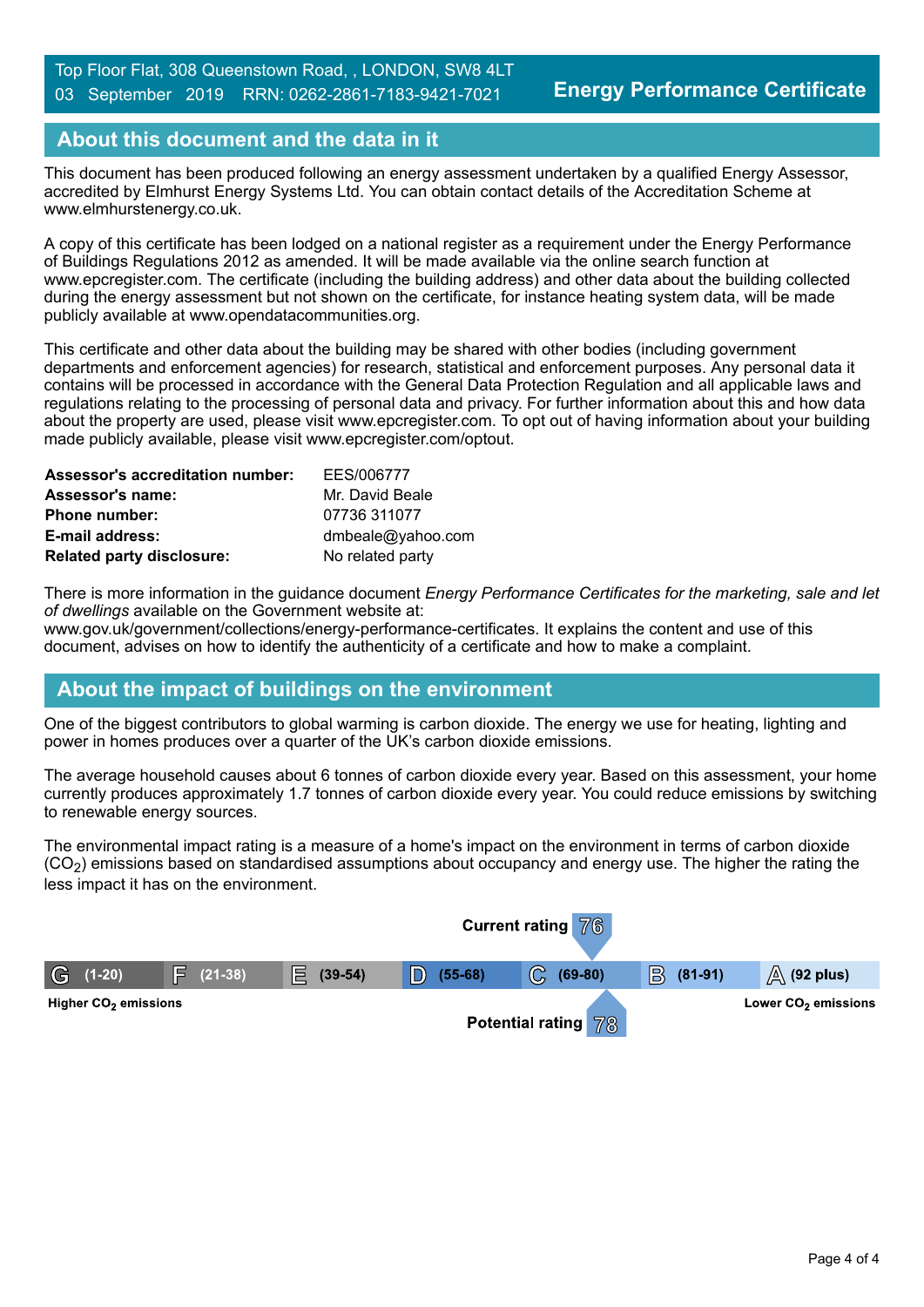Top Floor Flat, 308 Queenstown Road, , LONDON, SW8 4LT
03 September 2019 RRN: 0262-2861-7183-9421-7021

**Energy Performance Certificate**

## About this document and the data in it

This document has been produced following an energy assessment undertaken by a qualified Energy Assessor, accredited by Elmhurst Energy Systems Ltd. You can obtain contact details of the Accreditation Scheme at www.elmhurstenergy.co.uk.

A copy of this certificate has been lodged on a national register as a requirement under the Energy Performance of Buildings Regulations 2012 as amended. It will be made available via the online search function at www.epcregister.com. The certificate (including the building address) and other data about the building collected during the energy assessment but not shown on the certificate, for instance heating system data, will be made publicly available at www.opendatacommunities.org.

This certificate and other data about the building may be shared with other bodies (including government departments and enforcement agencies) for research, statistical and enforcement purposes. Any personal data it contains will be processed in accordance with the General Data Protection Regulation and all applicable laws and regulations relating to the processing of personal data and privacy. For further information about this and how data about the property are used, please visit www.epcregister.com. To opt out of having information about your building made publicly available, please visit www.epcregister.com/optout.

| | |
|---|---|
| **Assessor's accreditation number:** | EES/006777 |
| **Assessor's name:** | Mr. David Beale |
| **Phone number:** | 07736 311077 |
| **E-mail address:** | dmbeale@yahoo.com |
| **Related party disclosure:** | No related party |

There is more information in the guidance document *Energy Performance Certificates for the marketing, sale and let of dwellings* available on the Government website at: www.gov.uk/government/collections/energy-performance-certificates. It explains the content and use of this document, advises on how to identify the authenticity of a certificate and how to make a complaint.

## About the impact of buildings on the environment

One of the biggest contributors to global warming is carbon dioxide. The energy we use for heating, lighting and power in homes produces over a quarter of the UK's carbon dioxide emissions.

The average household causes about 6 tonnes of carbon dioxide every year. Based on this assessment, your home currently produces approximately 1.7 tonnes of carbon dioxide every year. You could reduce emissions by switching to renewable energy sources.

The environmental impact rating is a measure of a home's impact on the environment in terms of carbon dioxide ($CO_2$) emissions based on standardised assumptions about occupancy and energy use. The higher the rating the less impact it has on the environment.

Current rating 76

G (1-20) F (21-38) E (39-54) D (55-68) C (69-80) B (81-91) A (92 plus)

Higher $CO_2$ emissions

Lower $CO_2$ emissions

Potential rating 78